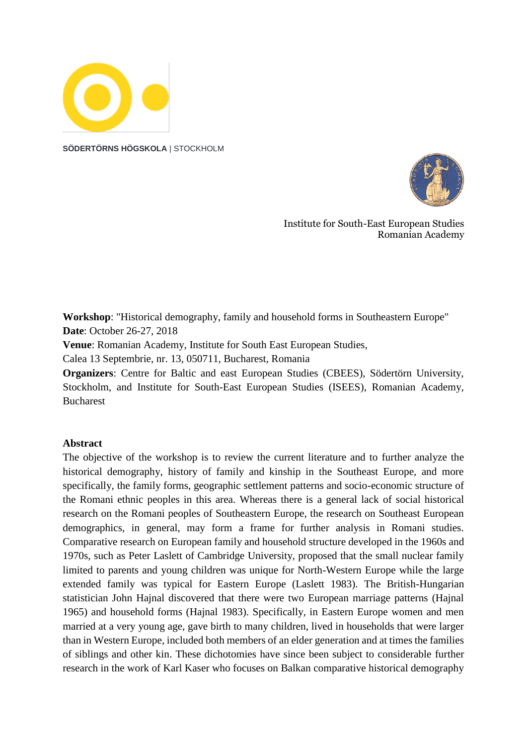**SÖDERTÖRNS HÖGSKOLA** | STOCKHOLM

Institute for South-East European Studies
Romanian Academy

**Workshop**: "Historical demography, family and household forms in Southeastern Europe"
**Date**: October 26-27, 2018
**Venue**: Romanian Academy, Institute for South East European Studies,
Calea 13 Septembrie, nr. 13, 050711, Bucharest, Romania
**Organizers**: Centre for Baltic and east European Studies (CBEES), Södertörn University, Stockholm, and Institute for South-East European Studies (ISEES), Romanian Academy, Bucharest

**Abstract**

The objective of the workshop is to review the current literature and to further analyze the historical demography, history of family and kinship in the Southeast Europe, and more specifically, the family forms, geographic settlement patterns and socio-economic structure of the Romani ethnic peoples in this area. Whereas there is a general lack of social historical research on the Romani peoples of Southeastern Europe, the research on Southeast European demographics, in general, may form a frame for further analysis in Romani studies. Comparative research on European family and household structure developed in the 1960s and 1970s, such as Peter Laslett of Cambridge University, proposed that the small nuclear family limited to parents and young children was unique for North-Western Europe while the large extended family was typical for Eastern Europe (Laslett 1983). The British-Hungarian statistician John Hajnal discovered that there were two European marriage patterns (Hajnal 1965) and household forms (Hajnal 1983). Specifically, in Eastern Europe women and men married at a very young age, gave birth to many children, lived in households that were larger than in Western Europe, included both members of an elder generation and at times the families of siblings and other kin. These dichotomies have since been subject to considerable further research in the work of Karl Kaser who focuses on Balkan comparative historical demography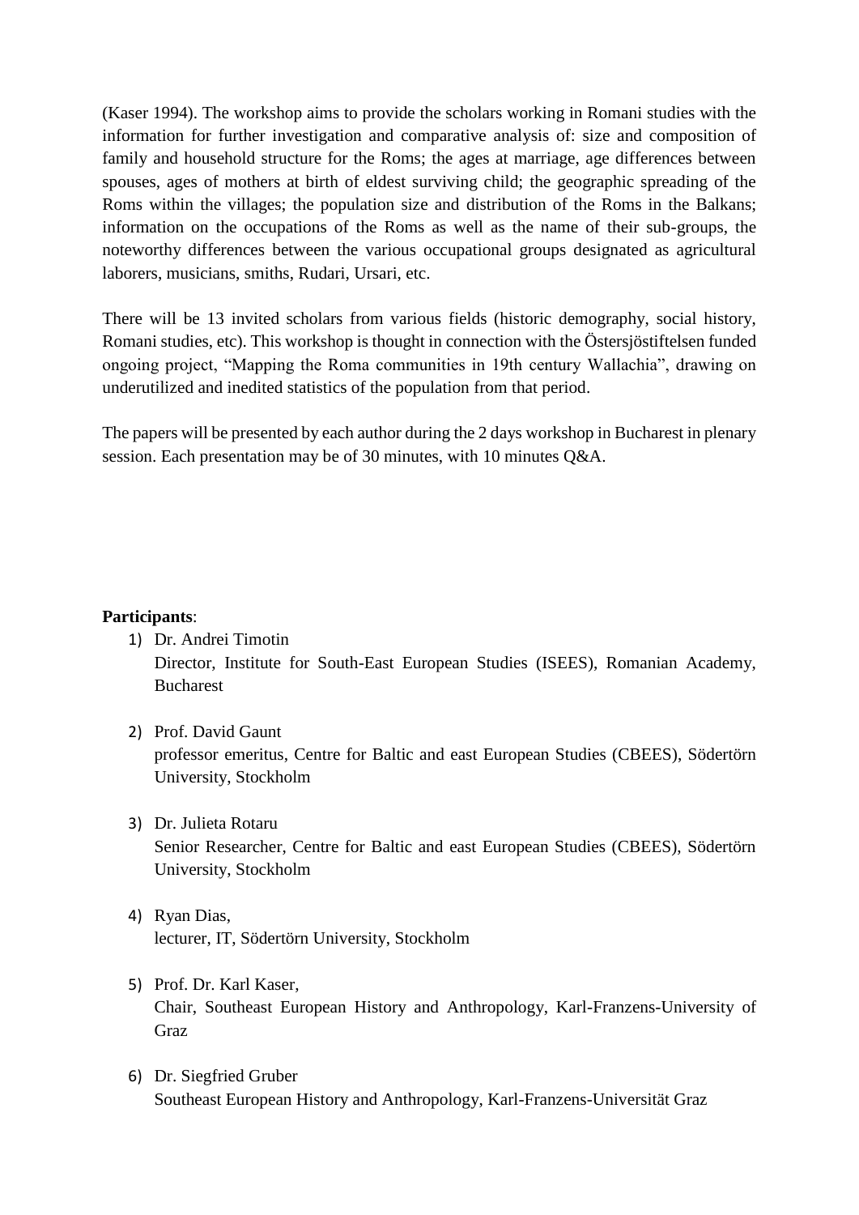(Kaser 1994). The workshop aims to provide the scholars working in Romani studies with the information for further investigation and comparative analysis of: size and composition of family and household structure for the Roms; the ages at marriage, age differences between spouses, ages of mothers at birth of eldest surviving child; the geographic spreading of the Roms within the villages; the population size and distribution of the Roms in the Balkans; information on the occupations of the Roms as well as the name of their sub-groups, the noteworthy differences between the various occupational groups designated as agricultural laborers, musicians, smiths, Rudari, Ursari, etc.

There will be 13 invited scholars from various fields (historic demography, social history, Romani studies, etc). This workshop is thought in connection with the Östersjöstiftelsen funded ongoing project, "Mapping the Roma communities in 19th century Wallachia", drawing on underutilized and inedited statistics of the population from that period.

The papers will be presented by each author during the 2 days workshop in Bucharest in plenary session. Each presentation may be of 30 minutes, with 10 minutes Q&A.

**Participants**:

1) Dr. Andrei Timotin
   Director, Institute for South-East European Studies (ISEES), Romanian Academy, Bucharest

2) Prof. David Gaunt
   professor emeritus, Centre for Baltic and east European Studies (CBEES), Södertörn University, Stockholm

3) Dr. Julieta Rotaru
   Senior Researcher, Centre for Baltic and east European Studies (CBEES), Södertörn University, Stockholm

4) Ryan Dias,
   lecturer, IT, Södertörn University, Stockholm

5) Prof. Dr. Karl Kaser,
   Chair, Southeast European History and Anthropology, Karl-Franzens-University of Graz

6) Dr. Siegfried Gruber
   Southeast European History and Anthropology, Karl-Franzens-Universität Graz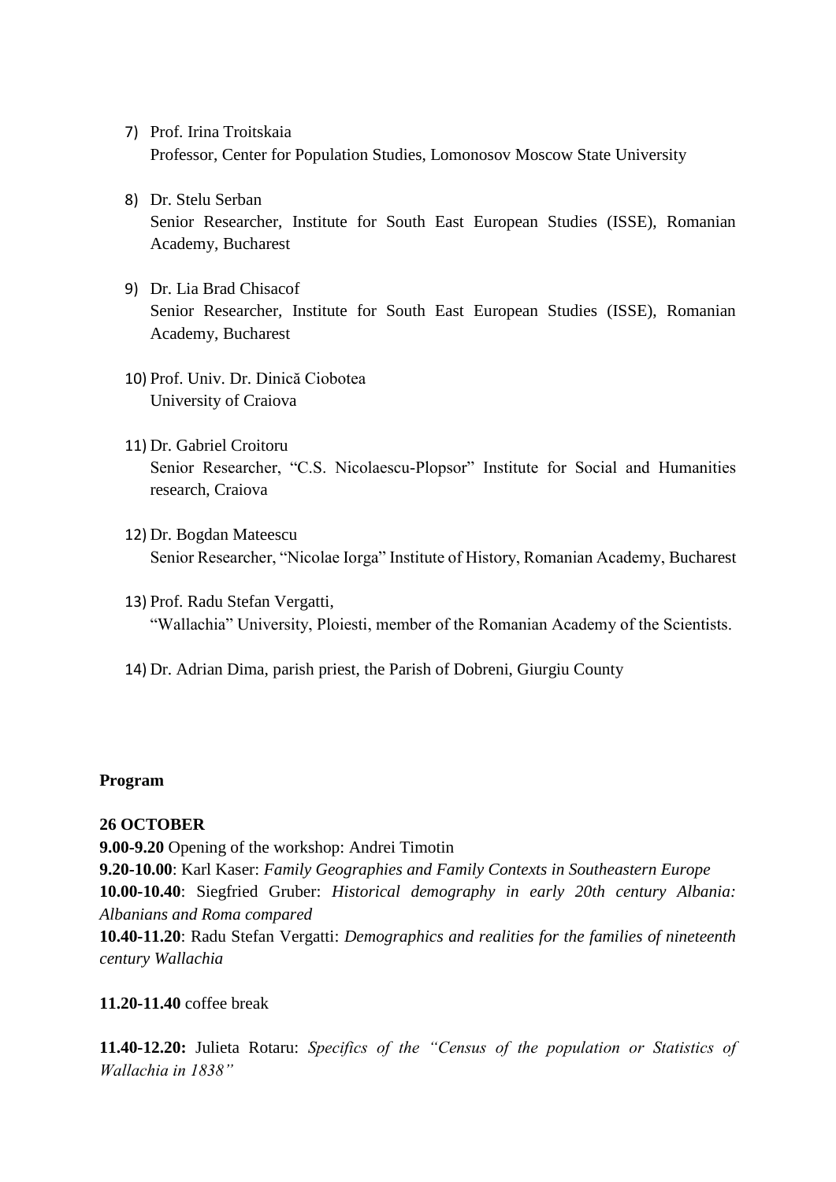7) Prof. Irina Troitskaia
   Professor, Center for Population Studies, Lomonosov Moscow State University

8) Dr. Stelu Serban
   Senior Researcher, Institute for South East European Studies (ISSE), Romanian Academy, Bucharest

9) Dr. Lia Brad Chisacof
   Senior Researcher, Institute for South East European Studies (ISSE), Romanian Academy, Bucharest

10) Prof. Univ. Dr. Dinică Ciobotea
    University of Craiova

11) Dr. Gabriel Croitoru
    Senior Researcher, "C.S. Nicolaescu-Plopsor" Institute for Social and Humanities research, Craiova

12) Dr. Bogdan Mateescu
    Senior Researcher, "Nicolae Iorga" Institute of History, Romanian Academy, Bucharest

13) Prof. Radu Stefan Vergatti,
    "Wallachia" University, Ploiesti, member of the Romanian Academy of the Scientists.

14) Dr. Adrian Dima, parish priest, the Parish of Dobreni, Giurgiu County

**Program**

**26 OCTOBER**

**9.00-9.20** Opening of the workshop: Andrei Timotin

**9.20-10.00**: Karl Kaser: *Family Geographies and Family Contexts in Southeastern Europe*

**10.00-10.40**: Siegfried Gruber: *Historical demography in early 20th century Albania: Albanians and Roma compared*

**10.40-11.20**: Radu Stefan Vergatti: *Demographics and realities for the families of nineteenth century Wallachia*

**11.20-11.40** coffee break

**11.40-12.20:** Julieta Rotaru: *Specifics of the "Census of the population or Statistics of Wallachia in 1838"*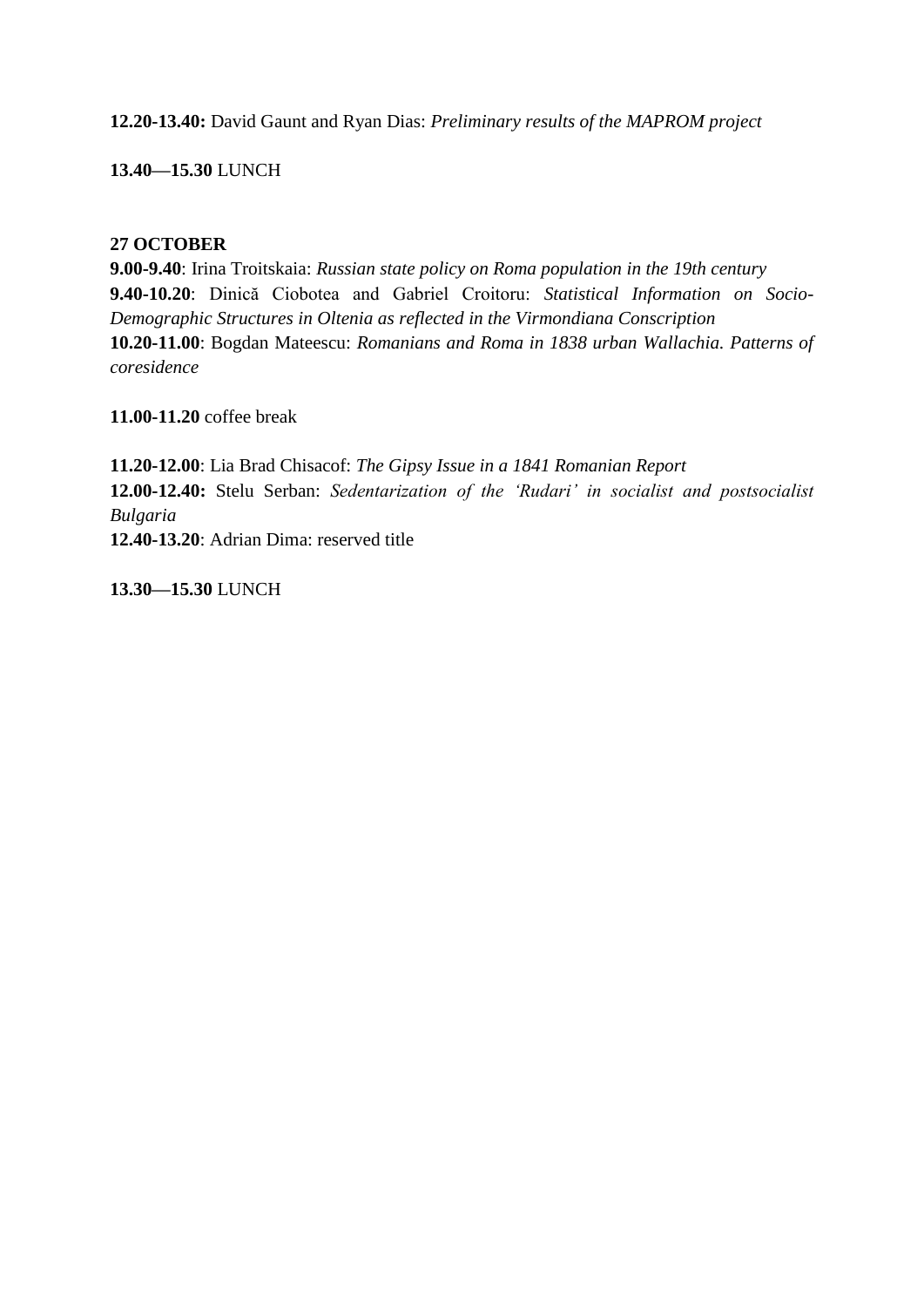**12.20-13.40:** David Gaunt and Ryan Dias: *Preliminary results of the MAPROM project*

**13.40—15.30** LUNCH

**27 OCTOBER**
**9.00-9.40**: Irina Troitskaia: *Russian state policy on Roma population in the 19th century*
**9.40-10.20**: Dinică Ciobotea and Gabriel Croitoru: *Statistical Information on Socio-Demographic Structures in Oltenia as reflected in the Virmondiana Conscription*
**10.20-11.00**: Bogdan Mateescu: *Romanians and Roma in 1838 urban Wallachia. Patterns of coresidence*

**11.00-11.20** coffee break

**11.20-12.00**: Lia Brad Chisacof: *The Gipsy Issue in a 1841 Romanian Report*
**12.00-12.40:** Stelu Serban: *Sedentarization of the 'Rudari' in socialist and postsocialist Bulgaria*
**12.40-13.20**: Adrian Dima: reserved title

**13.30—15.30** LUNCH